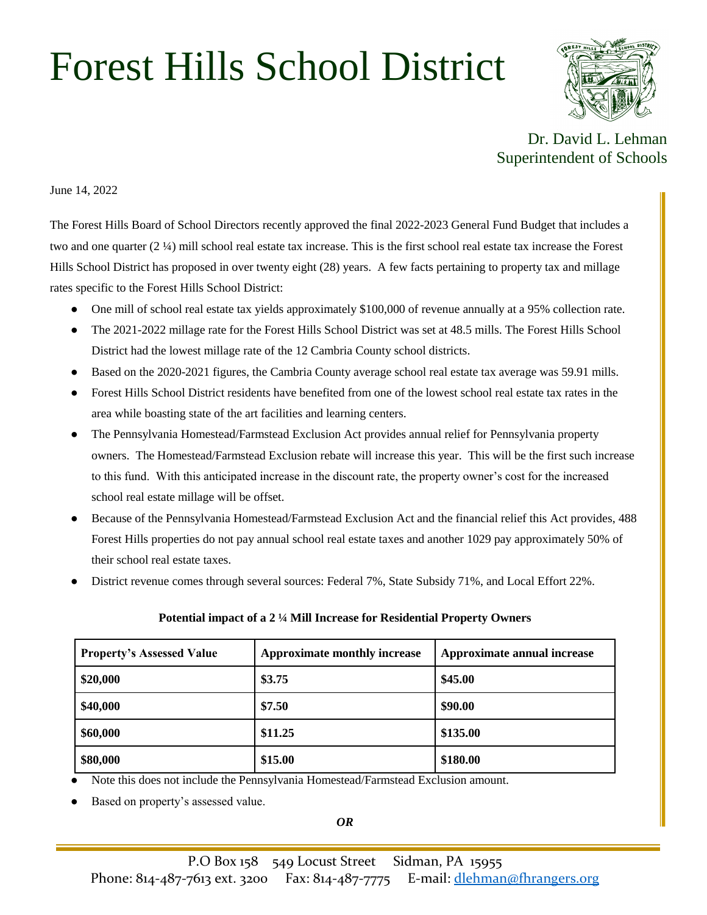# Forest Hills School District

Dr. David L. Lehman
Superintendent of Schools

June 14, 2022

The Forest Hills Board of School Directors recently approved the final 2022-2023 General Fund Budget that includes a two and one quarter (2 ¼) mill school real estate tax increase. This is the first school real estate tax increase the Forest Hills School District has proposed in over twenty eight (28) years. A few facts pertaining to property tax and millage rates specific to the Forest Hills School District:

- One mill of school real estate tax yields approximately $100,000 of revenue annually at a 95% collection rate.
- The 2021-2022 millage rate for the Forest Hills School District was set at 48.5 mills. The Forest Hills School District had the lowest millage rate of the 12 Cambria County school districts.
- Based on the 2020-2021 figures, the Cambria County average school real estate tax average was 59.91 mills.
- Forest Hills School District residents have benefited from one of the lowest school real estate tax rates in the area while boasting state of the art facilities and learning centers.
- The Pennsylvania Homestead/Farmstead Exclusion Act provides annual relief for Pennsylvania property owners. The Homestead/Farmstead Exclusion rebate will increase this year. This will be the first such increase to this fund. With this anticipated increase in the discount rate, the property owner's cost for the increased school real estate millage will be offset.
- Because of the Pennsylvania Homestead/Farmstead Exclusion Act and the financial relief this Act provides, 488 Forest Hills properties do not pay annual school real estate taxes and another 1029 pay approximately 50% of their school real estate taxes.
- District revenue comes through several sources: Federal 7%, State Subsidy 71%, and Local Effort 22%.

**Potential impact of a 2 ¼ Mill Increase for Residential Property Owners**

| Property's Assessed Value | Approximate monthly increase | Approximate annual increase |
|---|---|---|
| **$20,000** | **$3.75** | **$45.00** |
| **$40,000** | **$7.50** | **$90.00** |
| **$60,000** | **$11.25** | **$135.00** |
| **$80,000** | **$15.00** | **$180.00** |

- Note this does not include the Pennsylvania Homestead/Farmstead Exclusion amount.
- Based on property's assessed value.

***OR***

P.O Box 158 549 Locust Street Sidman, PA 15955
Phone: 814-487-7613 ext. 3200 Fax: 814-487-7775 E-mail: dlehman@fhrangers.org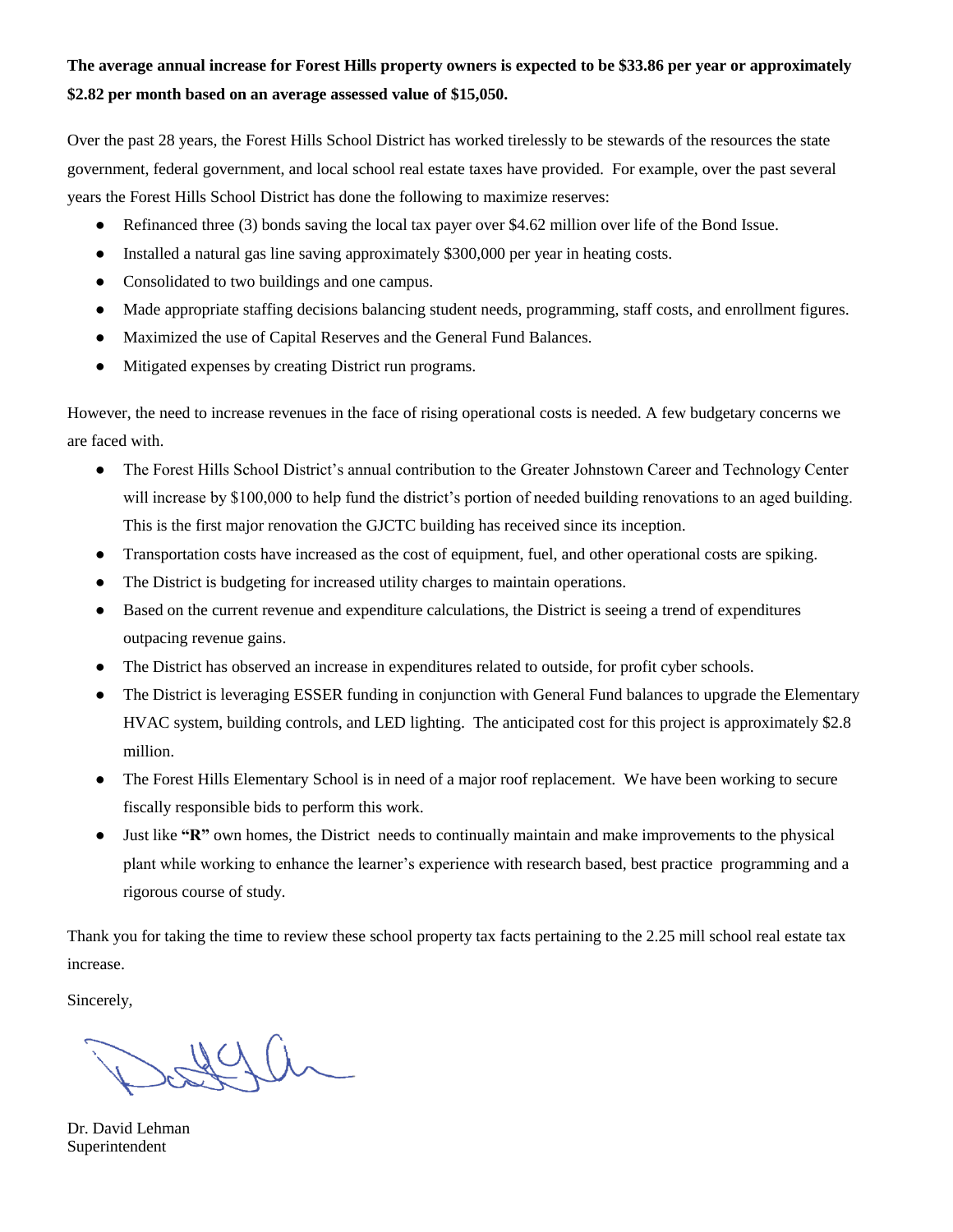**The average annual increase for Forest Hills property owners is expected to be $33.86 per year or approximately $2.82 per month based on an average assessed value of $15,050.**

Over the past 28 years, the Forest Hills School District has worked tirelessly to be stewards of the resources the state government, federal government, and local school real estate taxes have provided. For example, over the past several years the Forest Hills School District has done the following to maximize reserves:

- Refinanced three (3) bonds saving the local tax payer over $4.62 million over life of the Bond Issue.
- Installed a natural gas line saving approximately $300,000 per year in heating costs.
- Consolidated to two buildings and one campus.
- Made appropriate staffing decisions balancing student needs, programming, staff costs, and enrollment figures.
- Maximized the use of Capital Reserves and the General Fund Balances.
- Mitigated expenses by creating District run programs.

However, the need to increase revenues in the face of rising operational costs is needed. A few budgetary concerns we are faced with.

- The Forest Hills School District's annual contribution to the Greater Johnstown Career and Technology Center will increase by $100,000 to help fund the district's portion of needed building renovations to an aged building. This is the first major renovation the GJCTC building has received since its inception.
- Transportation costs have increased as the cost of equipment, fuel, and other operational costs are spiking.
- The District is budgeting for increased utility charges to maintain operations.
- Based on the current revenue and expenditure calculations, the District is seeing a trend of expenditures outpacing revenue gains.
- The District has observed an increase in expenditures related to outside, for profit cyber schools.
- The District is leveraging ESSER funding in conjunction with General Fund balances to upgrade the Elementary HVAC system, building controls, and LED lighting. The anticipated cost for this project is approximately $2.8 million.
- The Forest Hills Elementary School is in need of a major roof replacement. We have been working to secure fiscally responsible bids to perform this work.
- Just like **"R"** own homes, the District needs to continually maintain and make improvements to the physical plant while working to enhance the learner's experience with research based, best practice programming and a rigorous course of study.

Thank you for taking the time to review these school property tax facts pertaining to the 2.25 mill school real estate tax increase.

Sincerely,

Dr. David Lehman
Superintendent